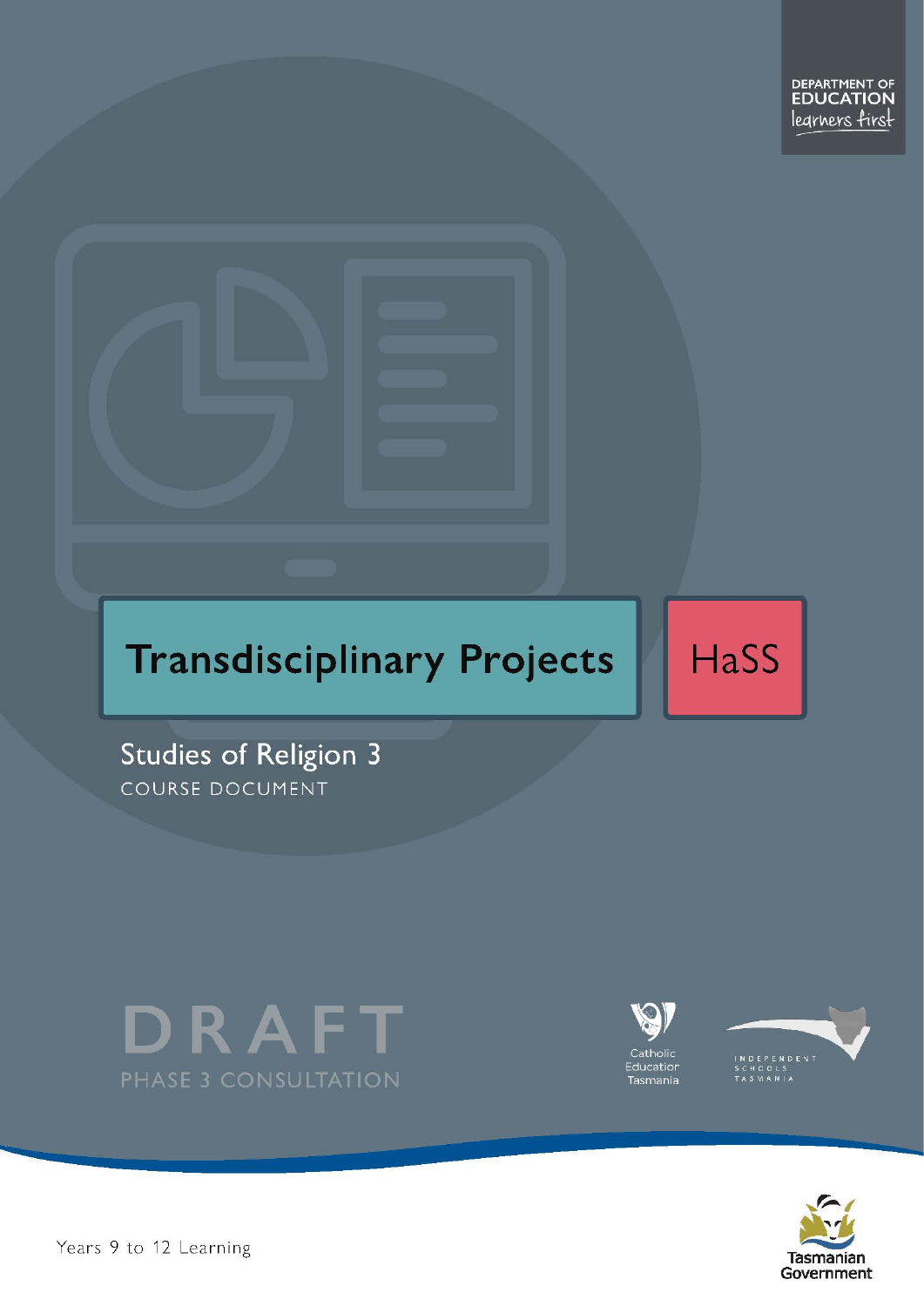DEPARTMENT OF EDUCATION
learners first

# Transdisciplinary Projects

HaSS

## Studies of Religion 3

COURSE DOCUMENT

DRAFT

PHASE 3 CONSULTATION

Catholic Education Tasmania

INDEPENDENT SCHOOLS TASMANIA

Years 9 to 12 Learning

Tasmanian Government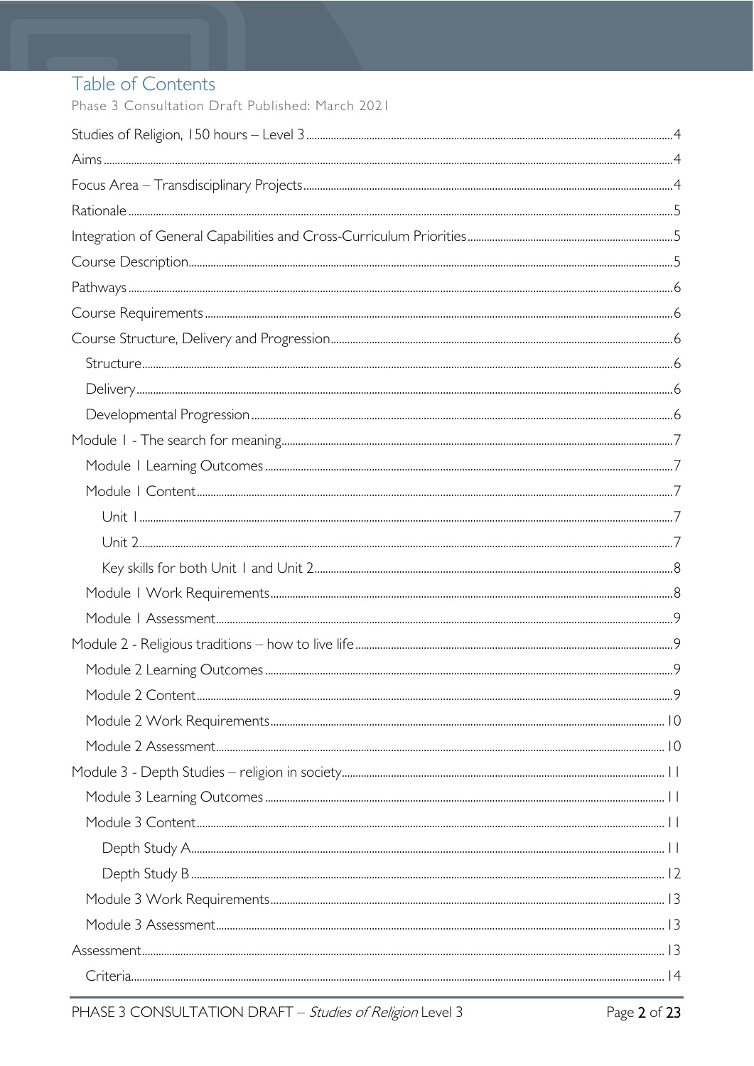# Table of Contents

Phase 3 Consultation Draft Published: March 2021

- Studies of Religion, 150 hours – Level 3 .......... 4
- Aims .......... 4
- Focus Area – Transdisciplinary Projects .......... 4
- Rationale .......... 5
- Integration of General Capabilities and Cross-Curriculum Priorities .......... 5
- Course Description .......... 5
- Pathways .......... 6
- Course Requirements .......... 6
- Course Structure, Delivery and Progression .......... 6
  - Structure .......... 6
  - Delivery .......... 6
  - Developmental Progression .......... 6
- Module 1 - The search for meaning .......... 7
  - Module 1 Learning Outcomes .......... 7
  - Module 1 Content .......... 7
    - Unit 1 .......... 7
    - Unit 2 .......... 7
    - Key skills for both Unit 1 and Unit 2 .......... 8
  - Module 1 Work Requirements .......... 8
  - Module 1 Assessment .......... 9
- Module 2 - Religious traditions – how to live life .......... 9
  - Module 2 Learning Outcomes .......... 9
  - Module 2 Content .......... 9
  - Module 2 Work Requirements .......... 10
  - Module 2 Assessment .......... 10
- Module 3 - Depth Studies – religion in society .......... 11
  - Module 3 Learning Outcomes .......... 11
  - Module 3 Content .......... 11
    - Depth Study A .......... 11
    - Depth Study B .......... 12
  - Module 3 Work Requirements .......... 13
  - Module 3 Assessment .......... 13
- Assessment .......... 13
  - Criteria .......... 14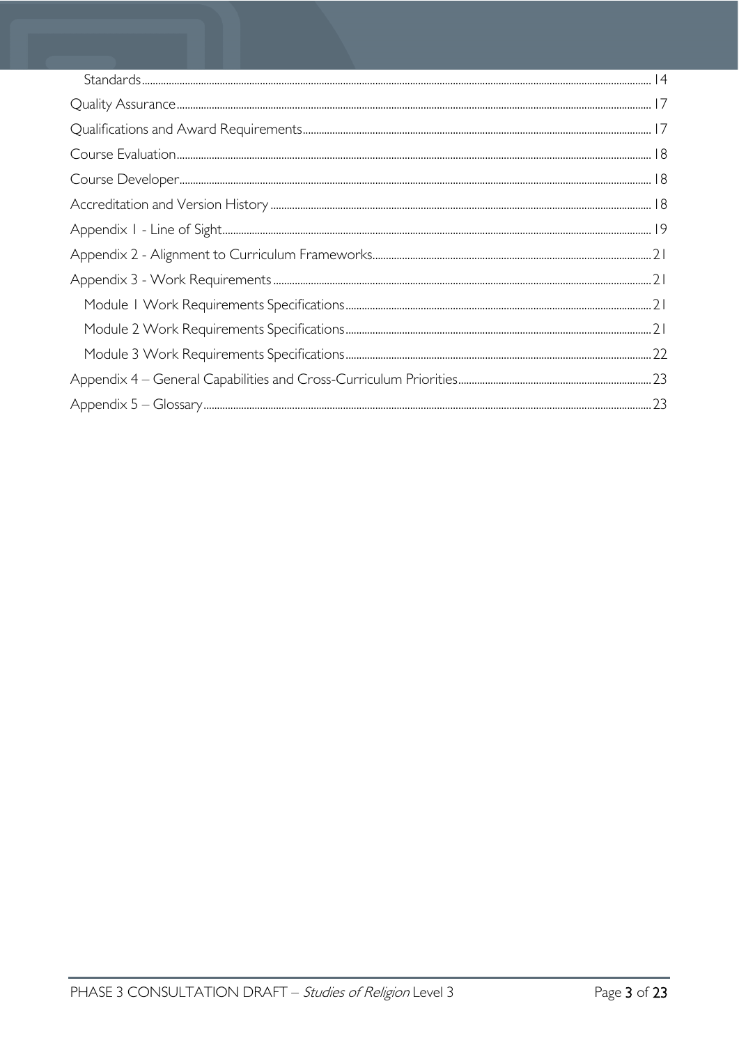- Standards ..... 14
- Quality Assurance ..... 17
- Qualifications and Award Requirements ..... 17
- Course Evaluation ..... 18
- Course Developer ..... 18
- Accreditation and Version History ..... 18
- Appendix 1 - Line of Sight ..... 19
- Appendix 2 - Alignment to Curriculum Frameworks ..... 21
- Appendix 3 - Work Requirements ..... 21
  - Module 1 Work Requirements Specifications ..... 21
  - Module 2 Work Requirements Specifications ..... 21
  - Module 3 Work Requirements Specifications ..... 22
- Appendix 4 – General Capabilities and Cross-Curriculum Priorities ..... 23
- Appendix 5 – Glossary ..... 23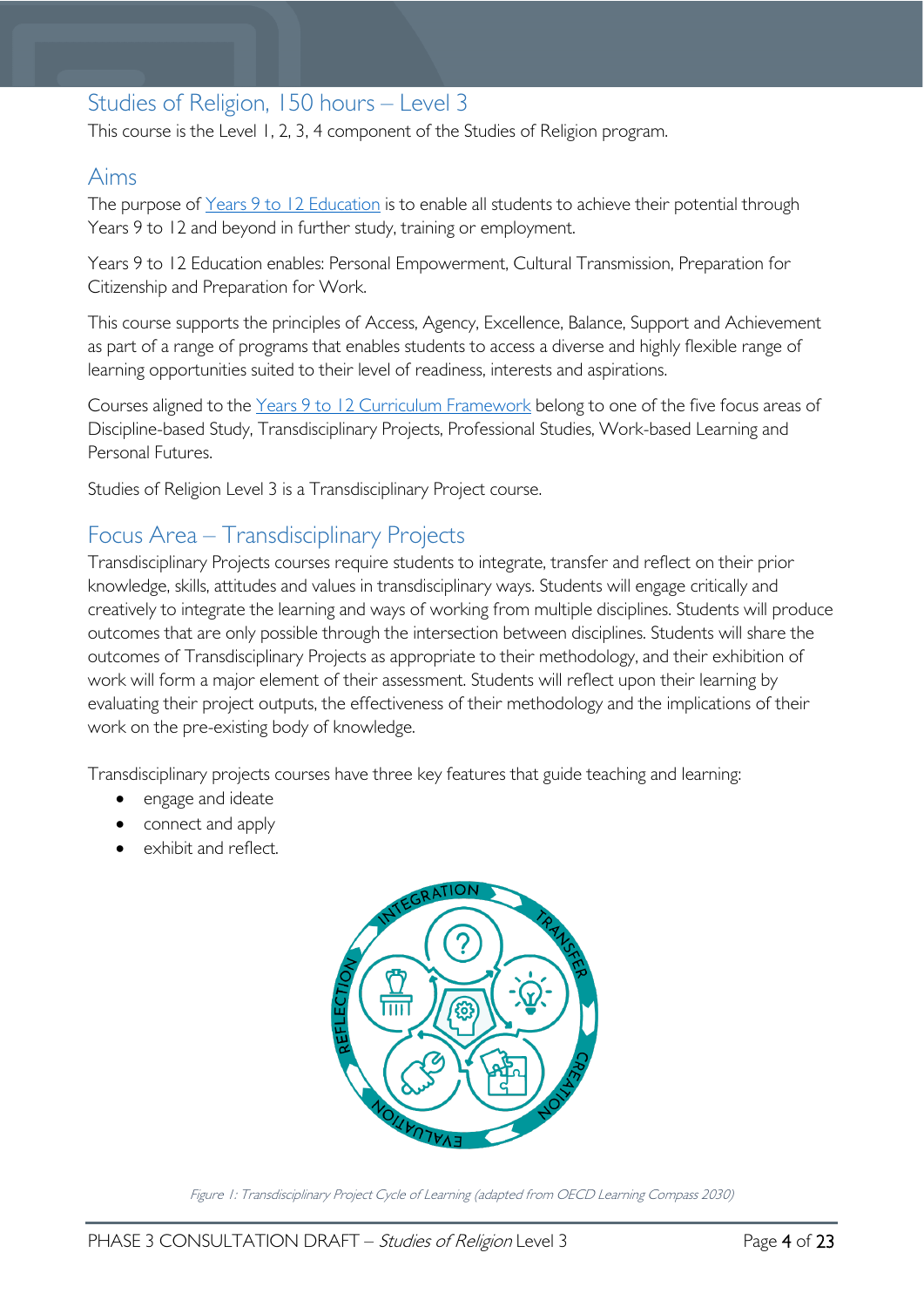## Studies of Religion, 150 hours – Level 3

This course is the Level 1, 2, 3, 4 component of the Studies of Religion program.

## Aims

The purpose of Years 9 to 12 Education is to enable all students to achieve their potential through Years 9 to 12 and beyond in further study, training or employment.

Years 9 to 12 Education enables: Personal Empowerment, Cultural Transmission, Preparation for Citizenship and Preparation for Work.

This course supports the principles of Access, Agency, Excellence, Balance, Support and Achievement as part of a range of programs that enables students to access a diverse and highly flexible range of learning opportunities suited to their level of readiness, interests and aspirations.

Courses aligned to the Years 9 to 12 Curriculum Framework belong to one of the five focus areas of Discipline-based Study, Transdisciplinary Projects, Professional Studies, Work-based Learning and Personal Futures.

Studies of Religion Level 3 is a Transdisciplinary Project course.

## Focus Area – Transdisciplinary Projects

Transdisciplinary Projects courses require students to integrate, transfer and reflect on their prior knowledge, skills, attitudes and values in transdisciplinary ways. Students will engage critically and creatively to integrate the learning and ways of working from multiple disciplines. Students will produce outcomes that are only possible through the intersection between disciplines. Students will share the outcomes of Transdisciplinary Projects as appropriate to their methodology, and their exhibition of work will form a major element of their assessment. Students will reflect upon their learning by evaluating their project outputs, the effectiveness of their methodology and the implications of their work on the pre-existing body of knowledge.

Transdisciplinary projects courses have three key features that guide teaching and learning:

- engage and ideate
- connect and apply
- exhibit and reflect.

*Figure 1: Transdisciplinary Project Cycle of Learning (adapted from OECD Learning Compass 2030)*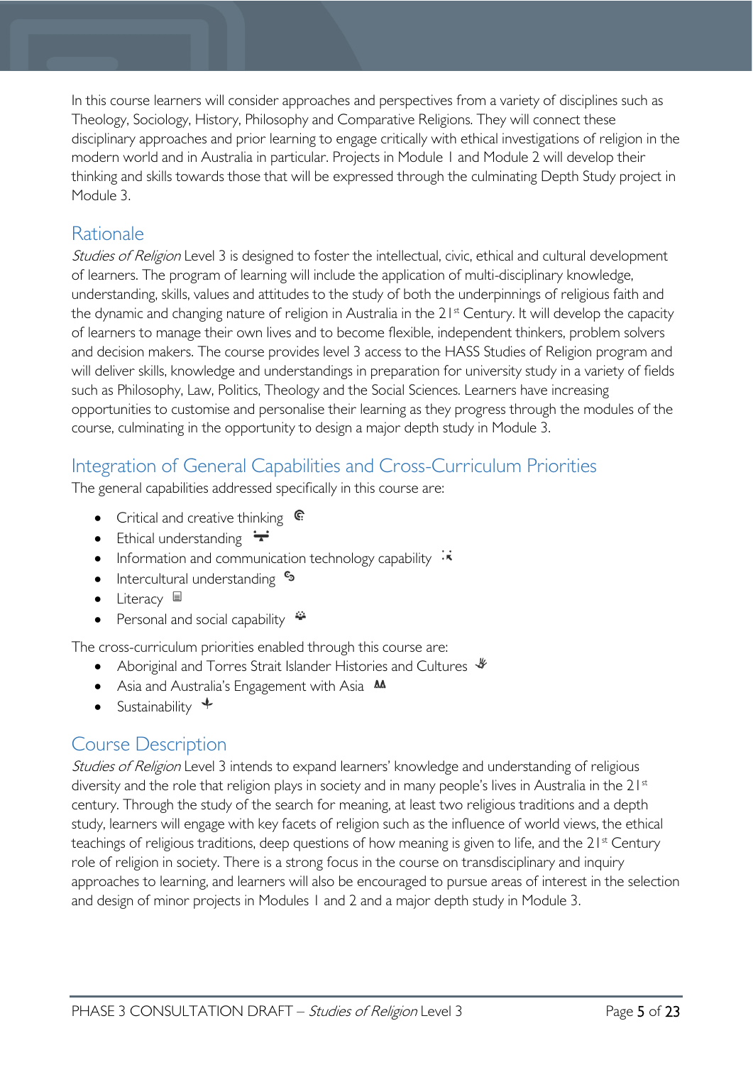In this course learners will consider approaches and perspectives from a variety of disciplines such as Theology, Sociology, History, Philosophy and Comparative Religions. They will connect these disciplinary approaches and prior learning to engage critically with ethical investigations of religion in the modern world and in Australia in particular. Projects in Module 1 and Module 2 will develop their thinking and skills towards those that will be expressed through the culminating Depth Study project in Module 3.

## Rationale

*Studies of Religion* Level 3 is designed to foster the intellectual, civic, ethical and cultural development of learners. The program of learning will include the application of multi-disciplinary knowledge, understanding, skills, values and attitudes to the study of both the underpinnings of religious faith and the dynamic and changing nature of religion in Australia in the 21st Century. It will develop the capacity of learners to manage their own lives and to become flexible, independent thinkers, problem solvers and decision makers. The course provides level 3 access to the HASS Studies of Religion program and will deliver skills, knowledge and understandings in preparation for university study in a variety of fields such as Philosophy, Law, Politics, Theology and the Social Sciences. Learners have increasing opportunities to customise and personalise their learning as they progress through the modules of the course, culminating in the opportunity to design a major depth study in Module 3.

## Integration of General Capabilities and Cross-Curriculum Priorities

The general capabilities addressed specifically in this course are:

- Critical and creative thinking
- Ethical understanding
- Information and communication technology capability
- Intercultural understanding
- Literacy
- Personal and social capability

The cross-curriculum priorities enabled through this course are:

- Aboriginal and Torres Strait Islander Histories and Cultures
- Asia and Australia's Engagement with Asia
- Sustainability

## Course Description

*Studies of Religion* Level 3 intends to expand learners' knowledge and understanding of religious diversity and the role that religion plays in society and in many people's lives in Australia in the 21st century. Through the study of the search for meaning, at least two religious traditions and a depth study, learners will engage with key facets of religion such as the influence of world views, the ethical teachings of religious traditions, deep questions of how meaning is given to life, and the 21st Century role of religion in society. There is a strong focus in the course on transdisciplinary and inquiry approaches to learning, and learners will also be encouraged to pursue areas of interest in the selection and design of minor projects in Modules 1 and 2 and a major depth study in Module 3.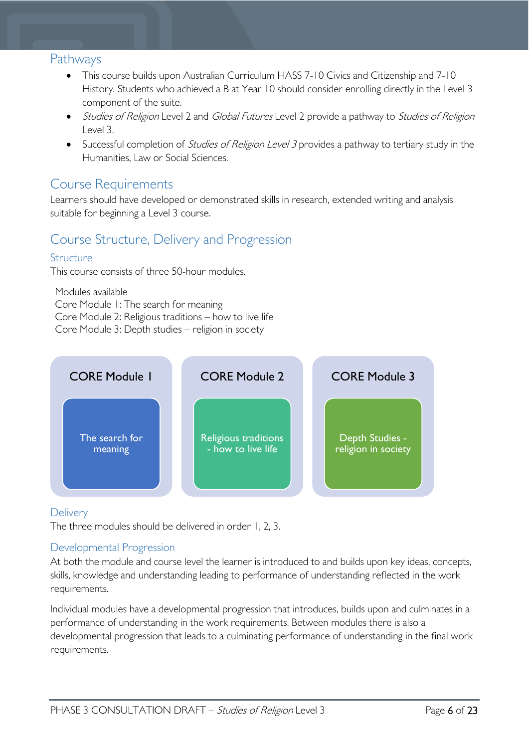## Pathways

- This course builds upon Australian Curriculum HASS 7-10 Civics and Citizenship and 7-10 History. Students who achieved a B at Year 10 should consider enrolling directly in the Level 3 component of the suite.
- *Studies of Religion* Level 2 and *Global Futures* Level 2 provide a pathway to *Studies of Religion* Level 3.
- Successful completion of *Studies of Religion Level 3* provides a pathway to tertiary study in the Humanities, Law or Social Sciences.

## Course Requirements

Learners should have developed or demonstrated skills in research, extended writing and analysis suitable for beginning a Level 3 course.

## Course Structure, Delivery and Progression

### Structure

This course consists of three 50-hour modules.

Modules available
Core Module 1: The search for meaning
Core Module 2: Religious traditions – how to live life
Core Module 3: Depth studies – religion in society

| CORE Module 1 | CORE Module 2 | CORE Module 3 |
| --- | --- | --- |
| The search for meaning | Religious traditions - how to live life | Depth Studies - religion in society |

### Delivery

The three modules should be delivered in order 1, 2, 3.

### Developmental Progression

At both the module and course level the learner is introduced to and builds upon key ideas, concepts, skills, knowledge and understanding leading to performance of understanding reflected in the work requirements.

Individual modules have a developmental progression that introduces, builds upon and culminates in a performance of understanding in the work requirements. Between modules there is also a developmental progression that leads to a culminating performance of understanding in the final work requirements.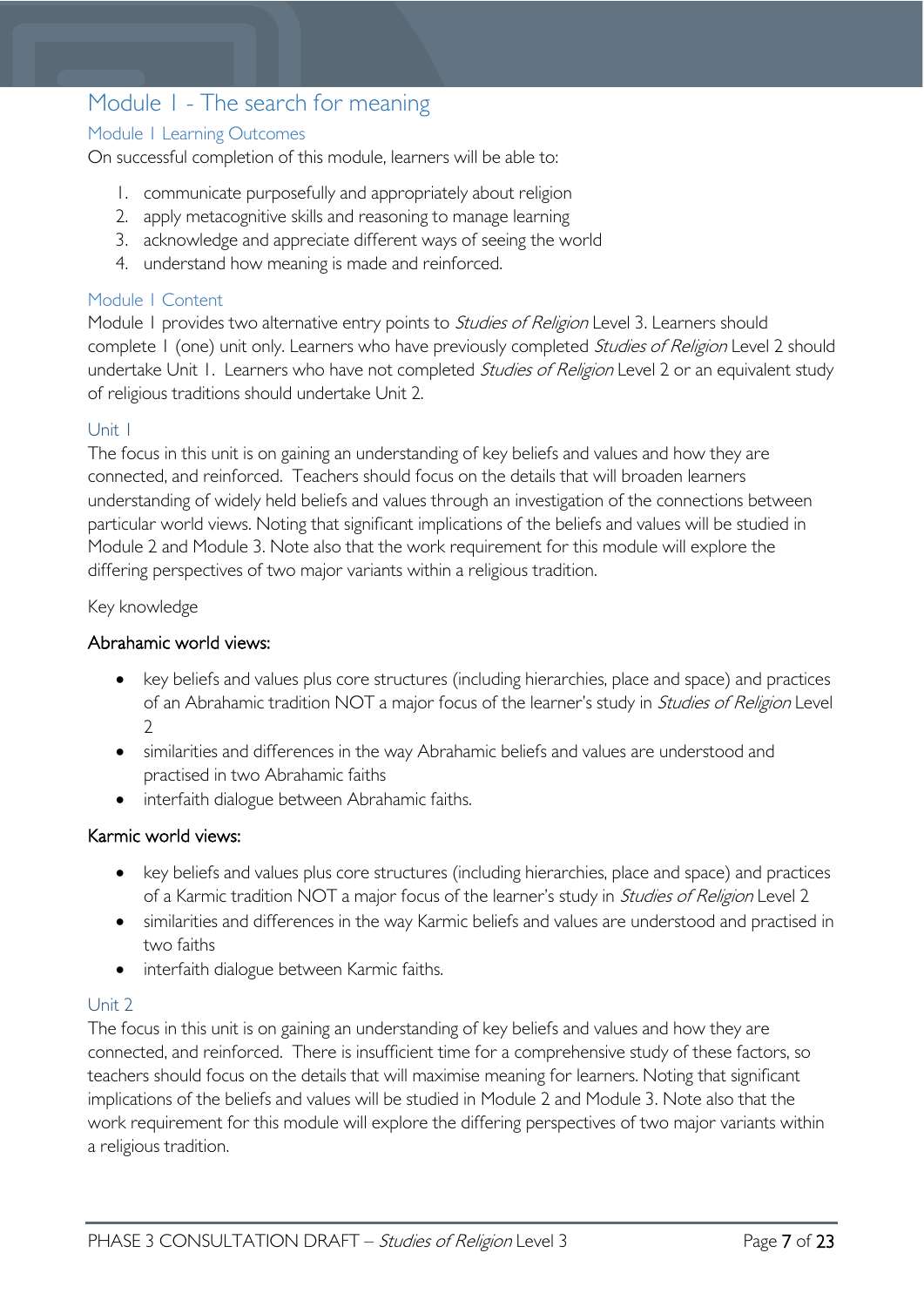## Module 1 - The search for meaning

### Module 1 Learning Outcomes

On successful completion of this module, learners will be able to:

1. communicate purposefully and appropriately about religion
2. apply metacognitive skills and reasoning to manage learning
3. acknowledge and appreciate different ways of seeing the world
4. understand how meaning is made and reinforced.

### Module 1 Content

Module 1 provides two alternative entry points to *Studies of Religion* Level 3. Learners should complete 1 (one) unit only. Learners who have previously completed *Studies of Religion* Level 2 should undertake Unit 1. Learners who have not completed *Studies of Religion* Level 2 or an equivalent study of religious traditions should undertake Unit 2.

### Unit 1

The focus in this unit is on gaining an understanding of key beliefs and values and how they are connected, and reinforced. Teachers should focus on the details that will broaden learners understanding of widely held beliefs and values through an investigation of the connections between particular world views. Noting that significant implications of the beliefs and values will be studied in Module 2 and Module 3. Note also that the work requirement for this module will explore the differing perspectives of two major variants within a religious tradition.

Key knowledge

#### Abrahamic world views:

- key beliefs and values plus core structures (including hierarchies, place and space) and practices of an Abrahamic tradition NOT a major focus of the learner's study in *Studies of Religion* Level 2
- similarities and differences in the way Abrahamic beliefs and values are understood and practised in two Abrahamic faiths
- interfaith dialogue between Abrahamic faiths.

#### Karmic world views:

- key beliefs and values plus core structures (including hierarchies, place and space) and practices of a Karmic tradition NOT a major focus of the learner's study in *Studies of Religion* Level 2
- similarities and differences in the way Karmic beliefs and values are understood and practised in two faiths
- interfaith dialogue between Karmic faiths.

### Unit 2

The focus in this unit is on gaining an understanding of key beliefs and values and how they are connected, and reinforced. There is insufficient time for a comprehensive study of these factors, so teachers should focus on the details that will maximise meaning for learners. Noting that significant implications of the beliefs and values will be studied in Module 2 and Module 3. Note also that the work requirement for this module will explore the differing perspectives of two major variants within a religious tradition.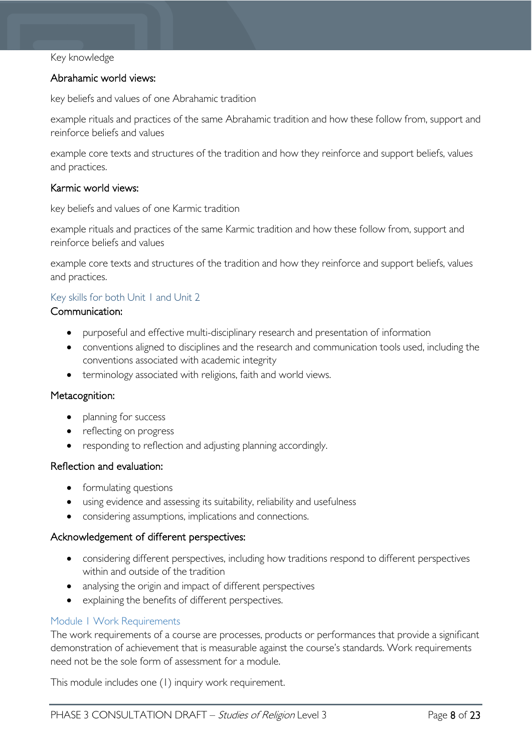Key knowledge

### Abrahamic world views:

key beliefs and values of one Abrahamic tradition

example rituals and practices of the same Abrahamic tradition and how these follow from, support and reinforce beliefs and values

example core texts and structures of the tradition and how they reinforce and support beliefs, values and practices.

### Karmic world views:

key beliefs and values of one Karmic tradition

example rituals and practices of the same Karmic tradition and how these follow from, support and reinforce beliefs and values

example core texts and structures of the tradition and how they reinforce and support beliefs, values and practices.

## Key skills for both Unit 1 and Unit 2

### Communication:

- purposeful and effective multi-disciplinary research and presentation of information
- conventions aligned to disciplines and the research and communication tools used, including the conventions associated with academic integrity
- terminology associated with religions, faith and world views.

### Metacognition:

- planning for success
- reflecting on progress
- responding to reflection and adjusting planning accordingly.

### Reflection and evaluation:

- formulating questions
- using evidence and assessing its suitability, reliability and usefulness
- considering assumptions, implications and connections.

### Acknowledgement of different perspectives:

- considering different perspectives, including how traditions respond to different perspectives within and outside of the tradition
- analysing the origin and impact of different perspectives
- explaining the benefits of different perspectives.

## Module 1 Work Requirements

The work requirements of a course are processes, products or performances that provide a significant demonstration of achievement that is measurable against the course's standards. Work requirements need not be the sole form of assessment for a module.

This module includes one (1) inquiry work requirement.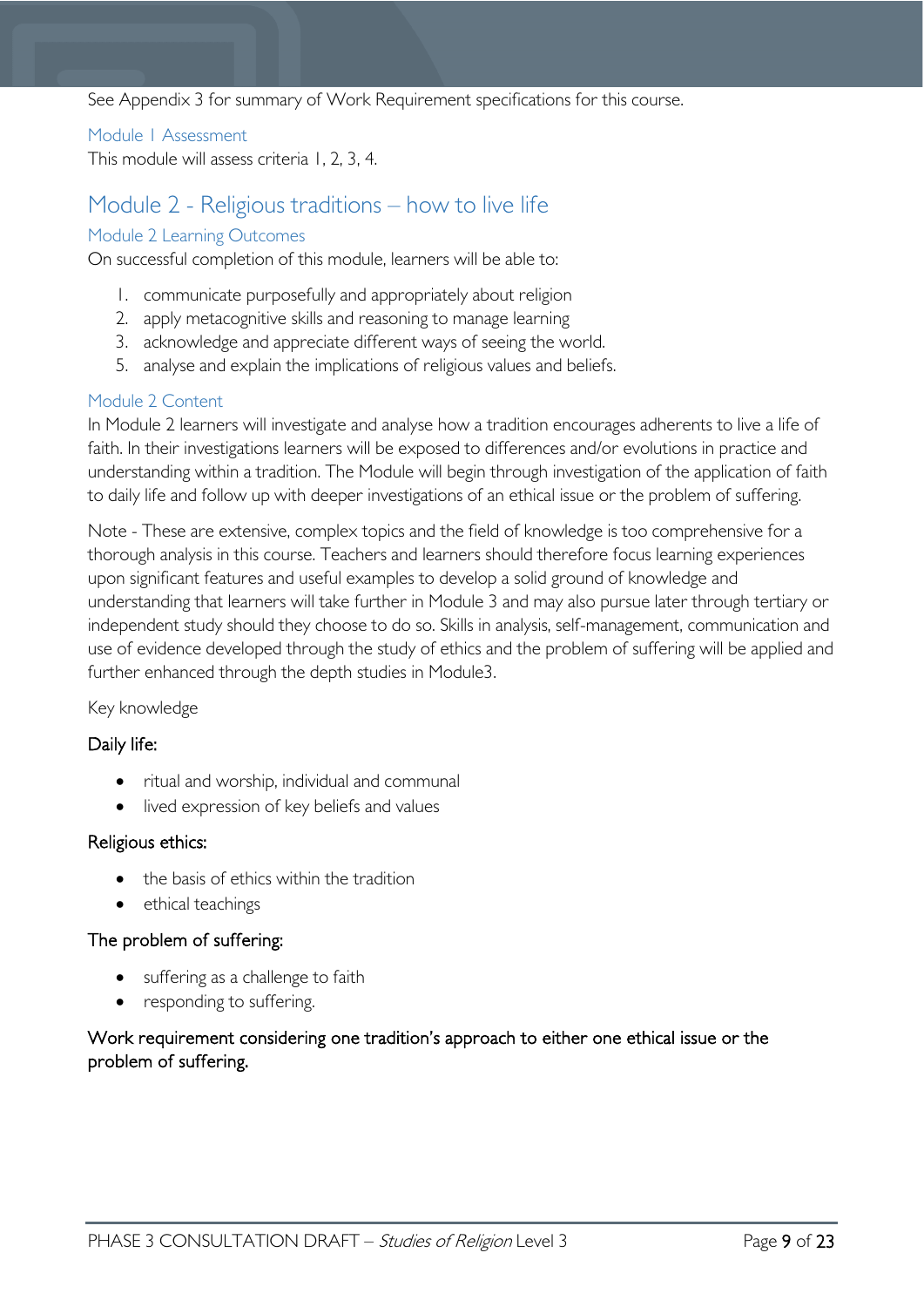See Appendix 3 for summary of Work Requirement specifications for this course.

### Module 1 Assessment

This module will assess criteria 1, 2, 3, 4.

## Module 2 - Religious traditions – how to live life

### Module 2 Learning Outcomes

On successful completion of this module, learners will be able to:

1. communicate purposefully and appropriately about religion
2. apply metacognitive skills and reasoning to manage learning
3. acknowledge and appreciate different ways of seeing the world.
5. analyse and explain the implications of religious values and beliefs.

### Module 2 Content

In Module 2 learners will investigate and analyse how a tradition encourages adherents to live a life of faith. In their investigations learners will be exposed to differences and/or evolutions in practice and understanding within a tradition. The Module will begin through investigation of the application of faith to daily life and follow up with deeper investigations of an ethical issue or the problem of suffering.

Note - These are extensive, complex topics and the field of knowledge is too comprehensive for a thorough analysis in this course. Teachers and learners should therefore focus learning experiences upon significant features and useful examples to develop a solid ground of knowledge and understanding that learners will take further in Module 3 and may also pursue later through tertiary or independent study should they choose to do so. Skills in analysis, self-management, communication and use of evidence developed through the study of ethics and the problem of suffering will be applied and further enhanced through the depth studies in Module3.

Key knowledge

#### Daily life:

- ritual and worship, individual and communal
- lived expression of key beliefs and values

#### Religious ethics:

- the basis of ethics within the tradition
- ethical teachings

#### The problem of suffering:

- suffering as a challenge to faith
- responding to suffering.

#### Work requirement considering one tradition's approach to either one ethical issue or the problem of suffering.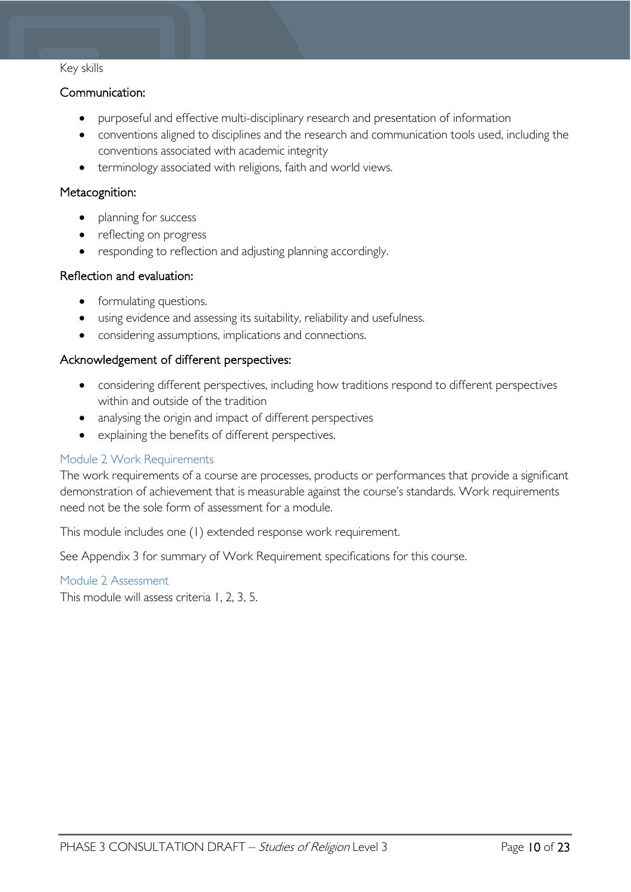Key skills

#### Communication:

- purposeful and effective multi-disciplinary research and presentation of information
- conventions aligned to disciplines and the research and communication tools used, including the conventions associated with academic integrity
- terminology associated with religions, faith and world views.

#### Metacognition:

- planning for success
- reflecting on progress
- responding to reflection and adjusting planning accordingly.

#### Reflection and evaluation:

- formulating questions.
- using evidence and assessing its suitability, reliability and usefulness.
- considering assumptions, implications and connections.

#### Acknowledgement of different perspectives:

- considering different perspectives, including how traditions respond to different perspectives within and outside of the tradition
- analysing the origin and impact of different perspectives
- explaining the benefits of different perspectives.

### Module 2 Work Requirements

The work requirements of a course are processes, products or performances that provide a significant demonstration of achievement that is measurable against the course's standards. Work requirements need not be the sole form of assessment for a module.

This module includes one (1) extended response work requirement.

See Appendix 3 for summary of Work Requirement specifications for this course.

### Module 2 Assessment

This module will assess criteria 1, 2, 3, 5.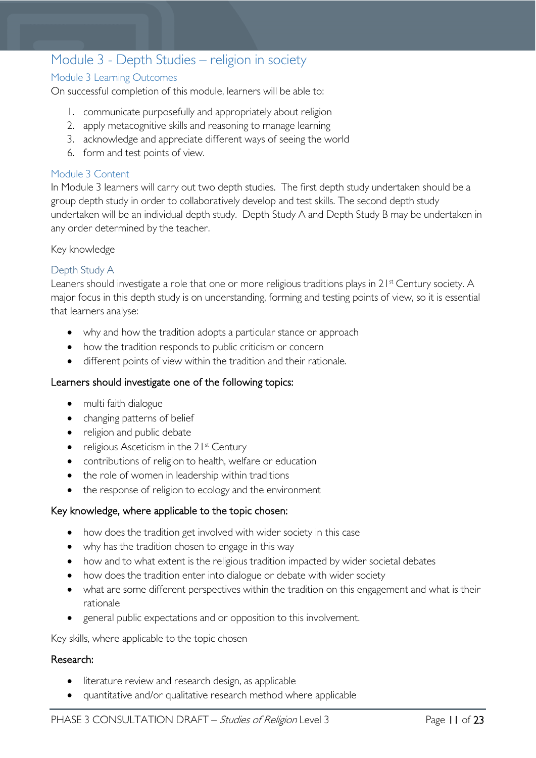## Module 3 - Depth Studies – religion in society

### Module 3 Learning Outcomes

On successful completion of this module, learners will be able to:

1. communicate purposefully and appropriately about religion
2. apply metacognitive skills and reasoning to manage learning
3. acknowledge and appreciate different ways of seeing the world
6. form and test points of view.

### Module 3 Content

In Module 3 learners will carry out two depth studies. The first depth study undertaken should be a group depth study in order to collaboratively develop and test skills. The second depth study undertaken will be an individual depth study. Depth Study A and Depth Study B may be undertaken in any order determined by the teacher.

Key knowledge

### Depth Study A

Leaners should investigate a role that one or more religious traditions plays in 21st Century society. A major focus in this depth study is on understanding, forming and testing points of view, so it is essential that learners analyse:

- why and how the tradition adopts a particular stance or approach
- how the tradition responds to public criticism or concern
- different points of view within the tradition and their rationale.

#### Learners should investigate one of the following topics:

- multi faith dialogue
- changing patterns of belief
- religion and public debate
- religious Asceticism in the 21st Century
- contributions of religion to health, welfare or education
- the role of women in leadership within traditions
- the response of religion to ecology and the environment

#### Key knowledge, where applicable to the topic chosen:

- how does the tradition get involved with wider society in this case
- why has the tradition chosen to engage in this way
- how and to what extent is the religious tradition impacted by wider societal debates
- how does the tradition enter into dialogue or debate with wider society
- what are some different perspectives within the tradition on this engagement and what is their rationale
- general public expectations and or opposition to this involvement.

Key skills, where applicable to the topic chosen

#### Research:

- literature review and research design, as applicable
- quantitative and/or qualitative research method where applicable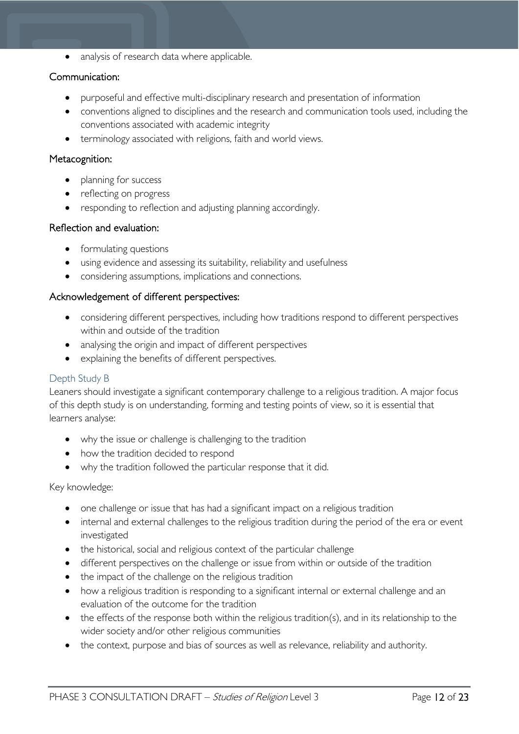- analysis of research data where applicable.

### Communication:

- purposeful and effective multi-disciplinary research and presentation of information
- conventions aligned to disciplines and the research and communication tools used, including the conventions associated with academic integrity
- terminology associated with religions, faith and world views.

### Metacognition:

- planning for success
- reflecting on progress
- responding to reflection and adjusting planning accordingly.

### Reflection and evaluation:

- formulating questions
- using evidence and assessing its suitability, reliability and usefulness
- considering assumptions, implications and connections.

### Acknowledgement of different perspectives:

- considering different perspectives, including how traditions respond to different perspectives within and outside of the tradition
- analysing the origin and impact of different perspectives
- explaining the benefits of different perspectives.

## Depth Study B

Leaners should investigate a significant contemporary challenge to a religious tradition. A major focus of this depth study is on understanding, forming and testing points of view, so it is essential that learners analyse:

- why the issue or challenge is challenging to the tradition
- how the tradition decided to respond
- why the tradition followed the particular response that it did.

Key knowledge:

- one challenge or issue that has had a significant impact on a religious tradition
- internal and external challenges to the religious tradition during the period of the era or event investigated
- the historical, social and religious context of the particular challenge
- different perspectives on the challenge or issue from within or outside of the tradition
- the impact of the challenge on the religious tradition
- how a religious tradition is responding to a significant internal or external challenge and an evaluation of the outcome for the tradition
- the effects of the response both within the religious tradition(s), and in its relationship to the wider society and/or other religious communities
- the context, purpose and bias of sources as well as relevance, reliability and authority.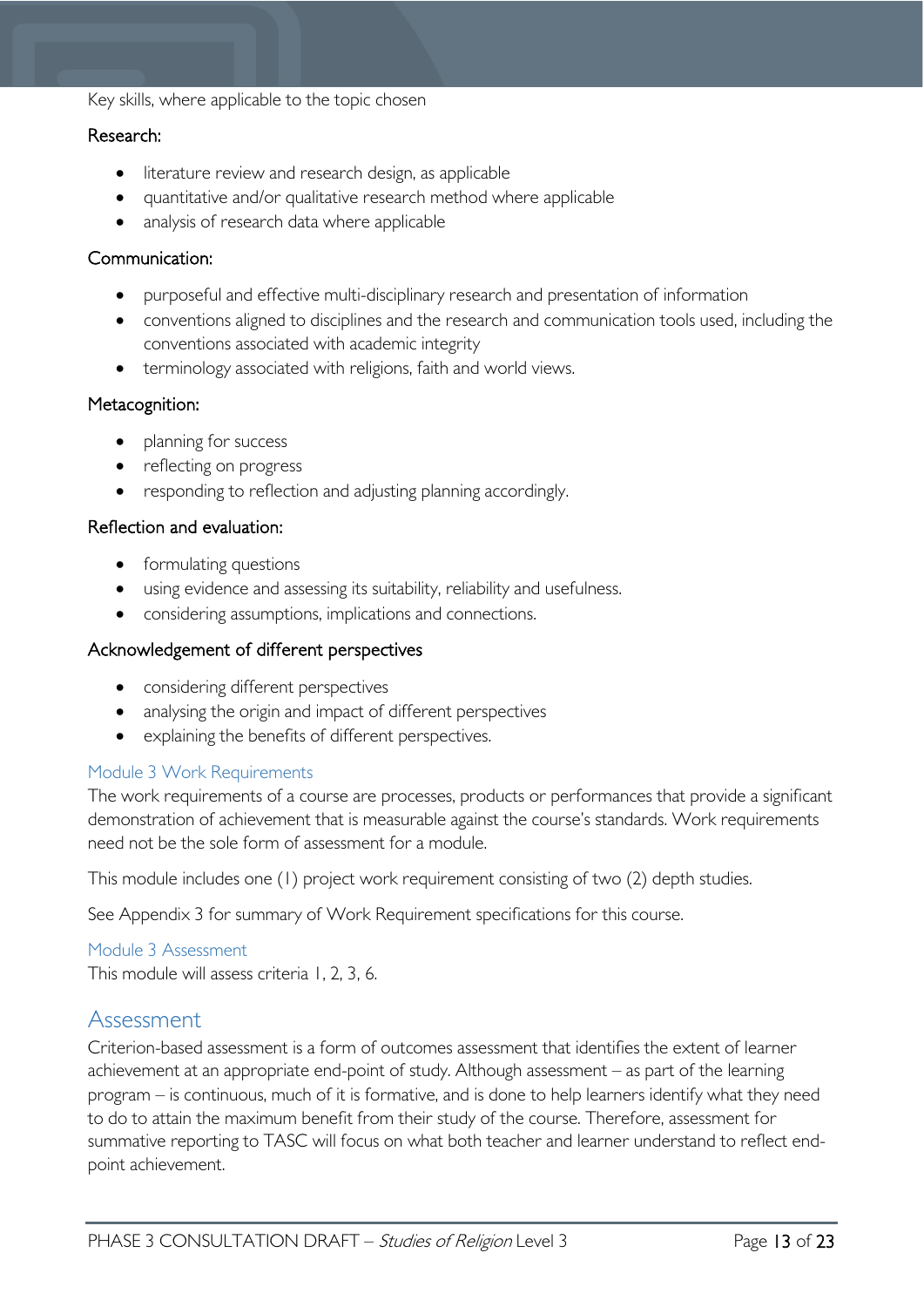Key skills, where applicable to the topic chosen

Research:

- literature review and research design, as applicable
- quantitative and/or qualitative research method where applicable
- analysis of research data where applicable

Communication:

- purposeful and effective multi-disciplinary research and presentation of information
- conventions aligned to disciplines and the research and communication tools used, including the conventions associated with academic integrity
- terminology associated with religions, faith and world views.

Metacognition:

- planning for success
- reflecting on progress
- responding to reflection and adjusting planning accordingly.

Reflection and evaluation:

- formulating questions
- using evidence and assessing its suitability, reliability and usefulness.
- considering assumptions, implications and connections.

Acknowledgement of different perspectives

- considering different perspectives
- analysing the origin and impact of different perspectives
- explaining the benefits of different perspectives.

### Module 3 Work Requirements

The work requirements of a course are processes, products or performances that provide a significant demonstration of achievement that is measurable against the course's standards. Work requirements need not be the sole form of assessment for a module.

This module includes one (1) project work requirement consisting of two (2) depth studies.

See Appendix 3 for summary of Work Requirement specifications for this course.

### Module 3 Assessment

This module will assess criteria 1, 2, 3, 6.

## Assessment

Criterion-based assessment is a form of outcomes assessment that identifies the extent of learner achievement at an appropriate end-point of study. Although assessment – as part of the learning program – is continuous, much of it is formative, and is done to help learners identify what they need to do to attain the maximum benefit from their study of the course. Therefore, assessment for summative reporting to TASC will focus on what both teacher and learner understand to reflect end-point achievement.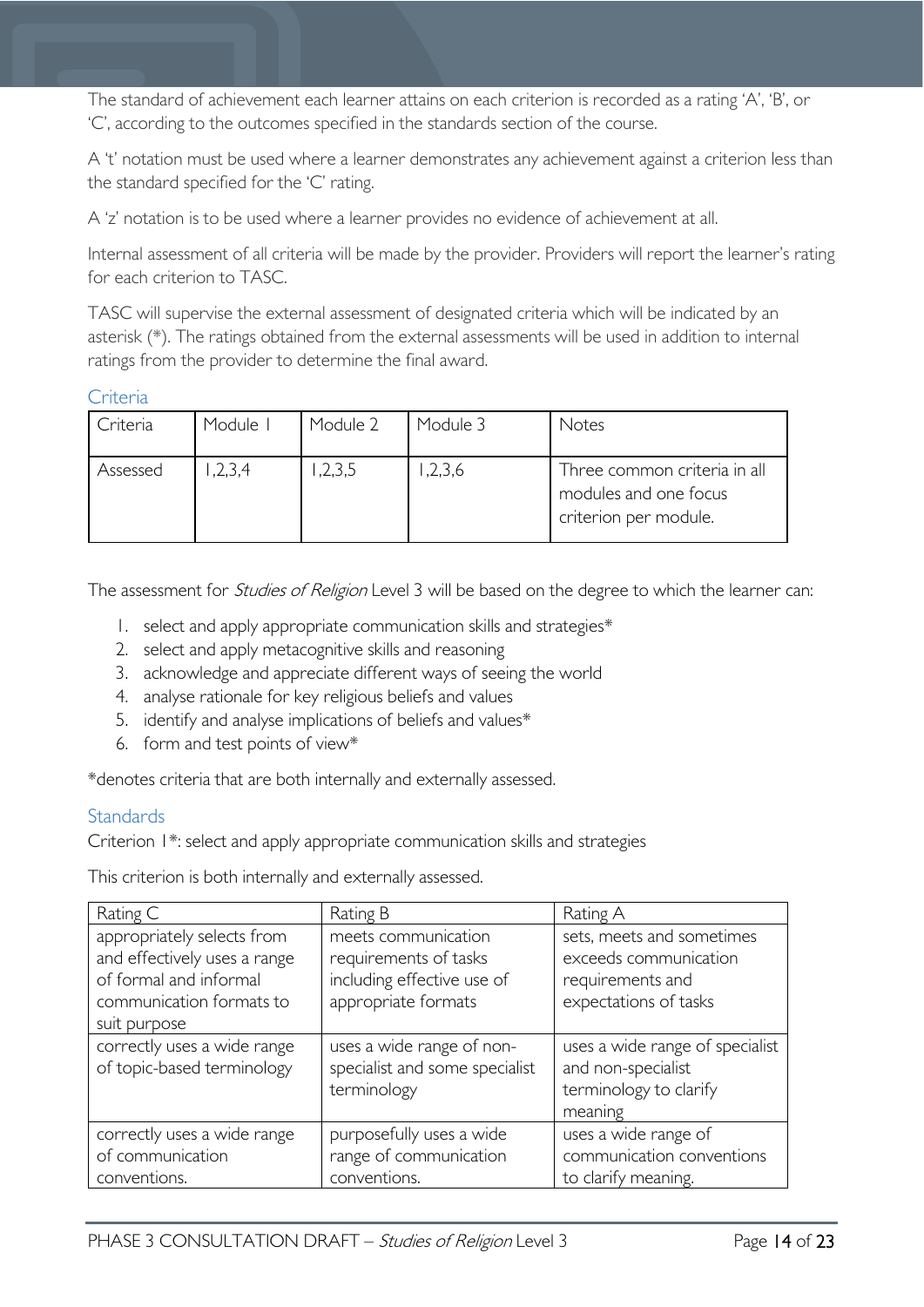The standard of achievement each learner attains on each criterion is recorded as a rating 'A', 'B', or 'C', according to the outcomes specified in the standards section of the course.

A 't' notation must be used where a learner demonstrates any achievement against a criterion less than the standard specified for the 'C' rating.

A 'z' notation is to be used where a learner provides no evidence of achievement at all.

Internal assessment of all criteria will be made by the provider. Providers will report the learner's rating for each criterion to TASC.

TASC will supervise the external assessment of designated criteria which will be indicated by an asterisk (*). The ratings obtained from the external assessments will be used in addition to internal ratings from the provider to determine the final award.

### Criteria

| Criteria | Module 1 | Module 2 | Module 3 | Notes |
|---|---|---|---|---|
| Assessed | 1,2,3,4 | 1,2,3,5 | 1,2,3,6 | Three common criteria in all modules and one focus criterion per module. |

The assessment for *Studies of Religion* Level 3 will be based on the degree to which the learner can:

1. select and apply appropriate communication skills and strategies*
2. select and apply metacognitive skills and reasoning
3. acknowledge and appreciate different ways of seeing the world
4. analyse rationale for key religious beliefs and values
5. identify and analyse implications of beliefs and values*
6. form and test points of view*

*denotes criteria that are both internally and externally assessed.

### Standards

Criterion 1*: select and apply appropriate communication skills and strategies

This criterion is both internally and externally assessed.

| Rating C | Rating B | Rating A |
|---|---|---|
| appropriately selects from and effectively uses a range of formal and informal communication formats to suit purpose | meets communication requirements of tasks including effective use of appropriate formats | sets, meets and sometimes exceeds communication requirements and expectations of tasks |
| correctly uses a wide range of topic-based terminology | uses a wide range of non-specialist and some specialist terminology | uses a wide range of specialist and non-specialist terminology to clarify meaning |
| correctly uses a wide range of communication conventions. | purposefully uses a wide range of communication conventions. | uses a wide range of communication conventions to clarify meaning. |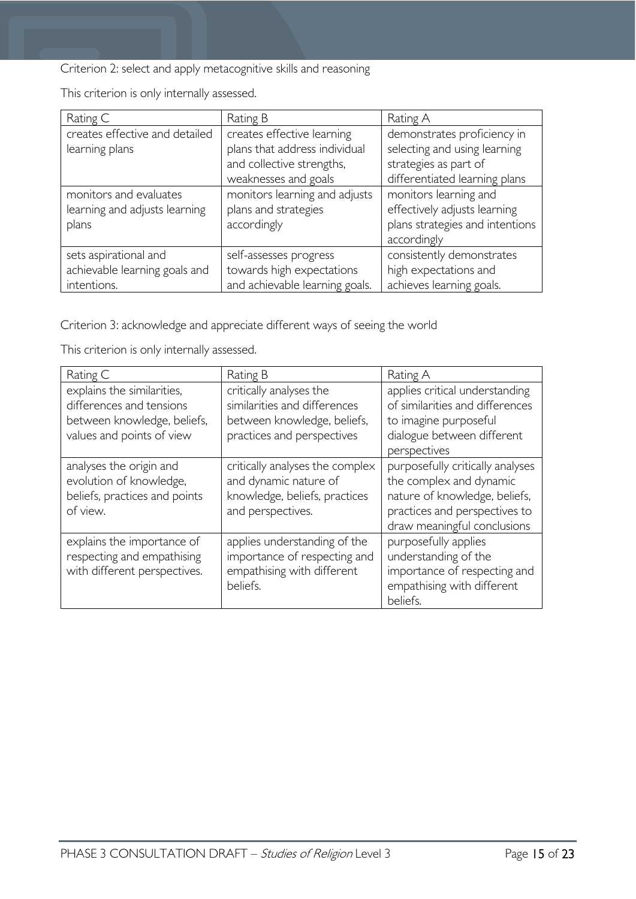Criterion 2: select and apply metacognitive skills and reasoning

This criterion is only internally assessed.

| Rating C | Rating B | Rating A |
| --- | --- | --- |
| creates effective and detailed learning plans | creates effective learning plans that address individual and collective strengths, weaknesses and goals | demonstrates proficiency in selecting and using learning strategies as part of differentiated learning plans |
| monitors and evaluates learning and adjusts learning plans | monitors learning and adjusts plans and strategies accordingly | monitors learning and effectively adjusts learning plans strategies and intentions accordingly |
| sets aspirational and achievable learning goals and intentions. | self-assesses progress towards high expectations and achievable learning goals. | consistently demonstrates high expectations and achieves learning goals. |

Criterion 3: acknowledge and appreciate different ways of seeing the world

This criterion is only internally assessed.

| Rating C | Rating B | Rating A |
| --- | --- | --- |
| explains the similarities, differences and tensions between knowledge, beliefs, values and points of view | critically analyses the similarities and differences between knowledge, beliefs, practices and perspectives | applies critical understanding of similarities and differences to imagine purposeful dialogue between different perspectives |
| analyses the origin and evolution of knowledge, beliefs, practices and points of view. | critically analyses the complex and dynamic nature of knowledge, beliefs, practices and perspectives. | purposefully critically analyses the complex and dynamic nature of knowledge, beliefs, practices and perspectives to draw meaningful conclusions |
| explains the importance of respecting and empathising with different perspectives. | applies understanding of the importance of respecting and empathising with different beliefs. | purposefully applies understanding of the importance of respecting and empathising with different beliefs. |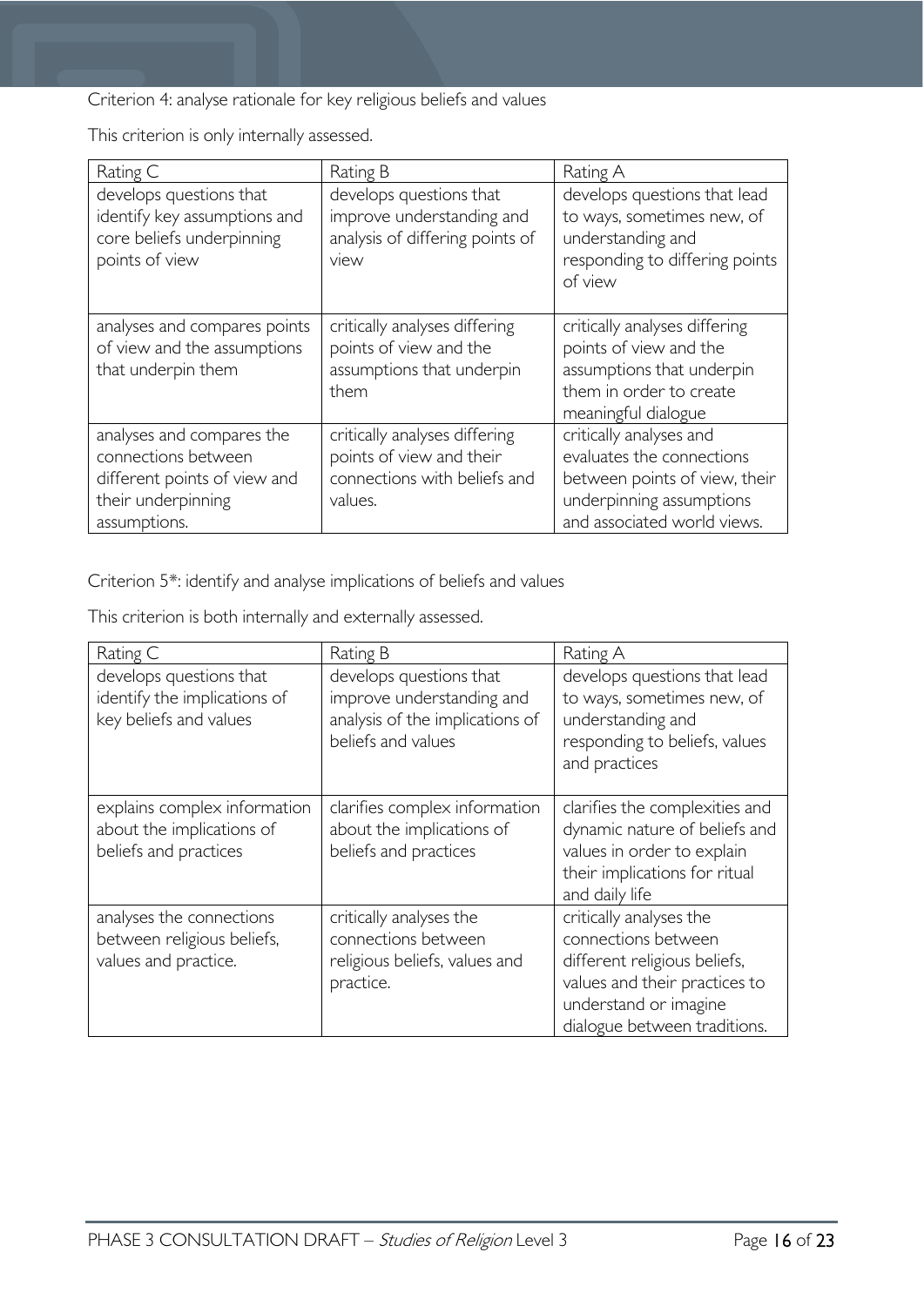Criterion 4: analyse rationale for key religious beliefs and values

This criterion is only internally assessed.

| Rating C | Rating B | Rating A |
|---|---|---|
| develops questions that identify key assumptions and core beliefs underpinning points of view | develops questions that improve understanding and analysis of differing points of view | develops questions that lead to ways, sometimes new, of understanding and responding to differing points of view |
| analyses and compares points of view and the assumptions that underpin them | critically analyses differing points of view and the assumptions that underpin them | critically analyses differing points of view and the assumptions that underpin them in order to create meaningful dialogue |
| analyses and compares the connections between different points of view and their underpinning assumptions. | critically analyses differing points of view and their connections with beliefs and values. | critically analyses and evaluates the connections between points of view, their underpinning assumptions and associated world views. |

Criterion 5*: identify and analyse implications of beliefs and values

This criterion is both internally and externally assessed.

| Rating C | Rating B | Rating A |
|---|---|---|
| develops questions that identify the implications of key beliefs and values | develops questions that improve understanding and analysis of the implications of beliefs and values | develops questions that lead to ways, sometimes new, of understanding and responding to beliefs, values and practices |
| explains complex information about the implications of beliefs and practices | clarifies complex information about the implications of beliefs and practices | clarifies the complexities and dynamic nature of beliefs and values in order to explain their implications for ritual and daily life |
| analyses the connections between religious beliefs, values and practice. | critically analyses the connections between religious beliefs, values and practice. | critically analyses the connections between different religious beliefs, values and their practices to understand or imagine dialogue between traditions. |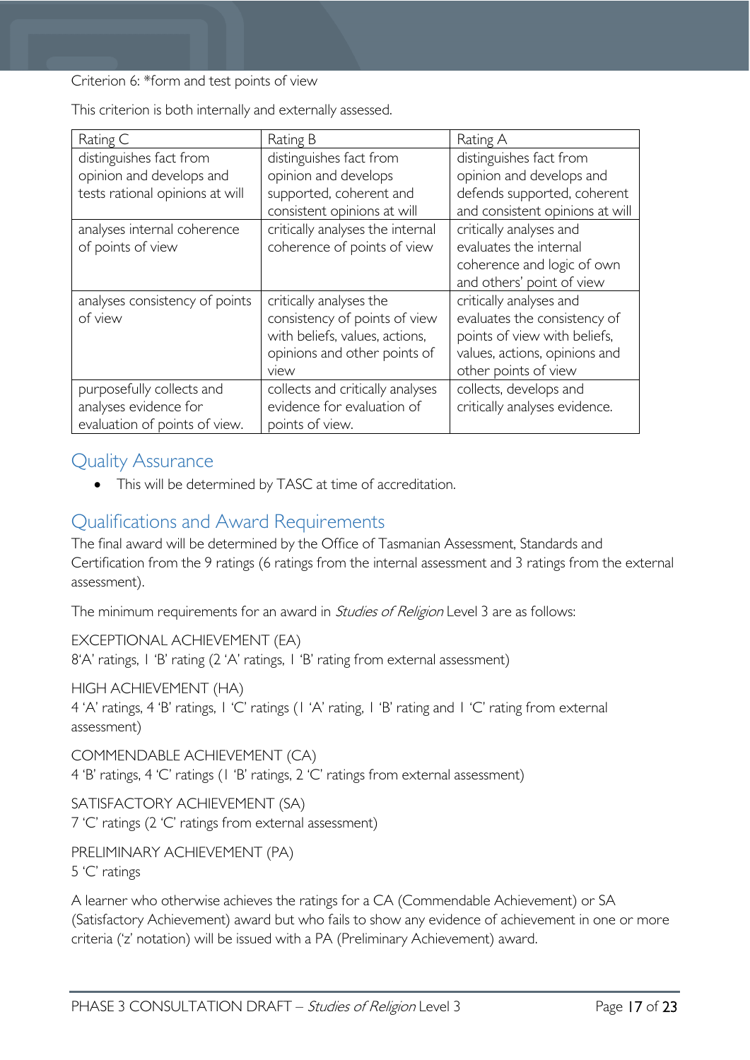Criterion 6: *form and test points of view

This criterion is both internally and externally assessed.

| Rating C | Rating B | Rating A |
| --- | --- | --- |
| distinguishes fact from opinion and develops and tests rational opinions at will | distinguishes fact from opinion and develops supported, coherent and consistent opinions at will | distinguishes fact from opinion and develops and defends supported, coherent and consistent opinions at will |
| analyses internal coherence of points of view | critically analyses the internal coherence of points of view | critically analyses and evaluates the internal coherence and logic of own and others' point of view |
| analyses consistency of points of view | critically analyses the consistency of points of view with beliefs, values, actions, opinions and other points of view | critically analyses and evaluates the consistency of points of view with beliefs, values, actions, opinions and other points of view |
| purposefully collects and analyses evidence for evaluation of points of view. | collects and critically analyses evidence for evaluation of points of view. | collects, develops and critically analyses evidence. |

## Quality Assurance

- This will be determined by TASC at time of accreditation.

## Qualifications and Award Requirements

The final award will be determined by the Office of Tasmanian Assessment, Standards and Certification from the 9 ratings (6 ratings from the internal assessment and 3 ratings from the external assessment).

The minimum requirements for an award in *Studies of Religion* Level 3 are as follows:

EXCEPTIONAL ACHIEVEMENT (EA)
8'A' ratings, 1 'B' rating (2 'A' ratings, 1 'B' rating from external assessment)

HIGH ACHIEVEMENT (HA)
4 'A' ratings, 4 'B' ratings, 1 'C' ratings (1 'A' rating, 1 'B' rating and 1 'C' rating from external assessment)

COMMENDABLE ACHIEVEMENT (CA)
4 'B' ratings, 4 'C' ratings (1 'B' ratings, 2 'C' ratings from external assessment)

SATISFACTORY ACHIEVEMENT (SA)
7 'C' ratings (2 'C' ratings from external assessment)

PRELIMINARY ACHIEVEMENT (PA)
5 'C' ratings

A learner who otherwise achieves the ratings for a CA (Commendable Achievement) or SA (Satisfactory Achievement) award but who fails to show any evidence of achievement in one or more criteria ('z' notation) will be issued with a PA (Preliminary Achievement) award.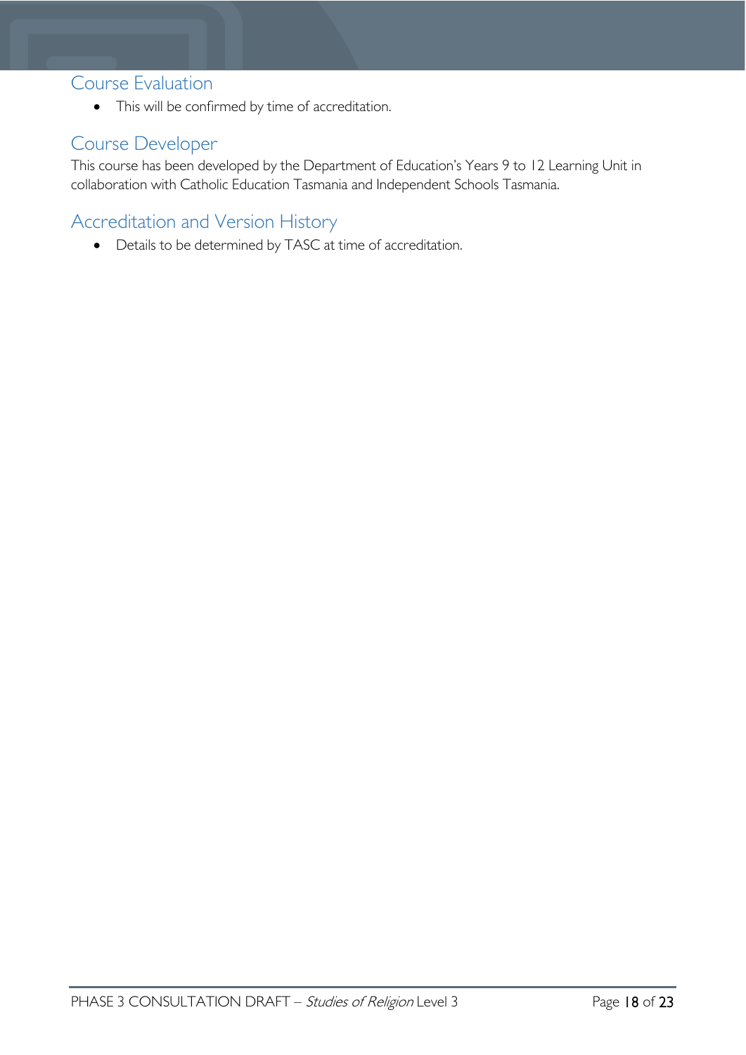## Course Evaluation

- This will be confirmed by time of accreditation.

## Course Developer

This course has been developed by the Department of Education's Years 9 to 12 Learning Unit in collaboration with Catholic Education Tasmania and Independent Schools Tasmania.

## Accreditation and Version History

- Details to be determined by TASC at time of accreditation.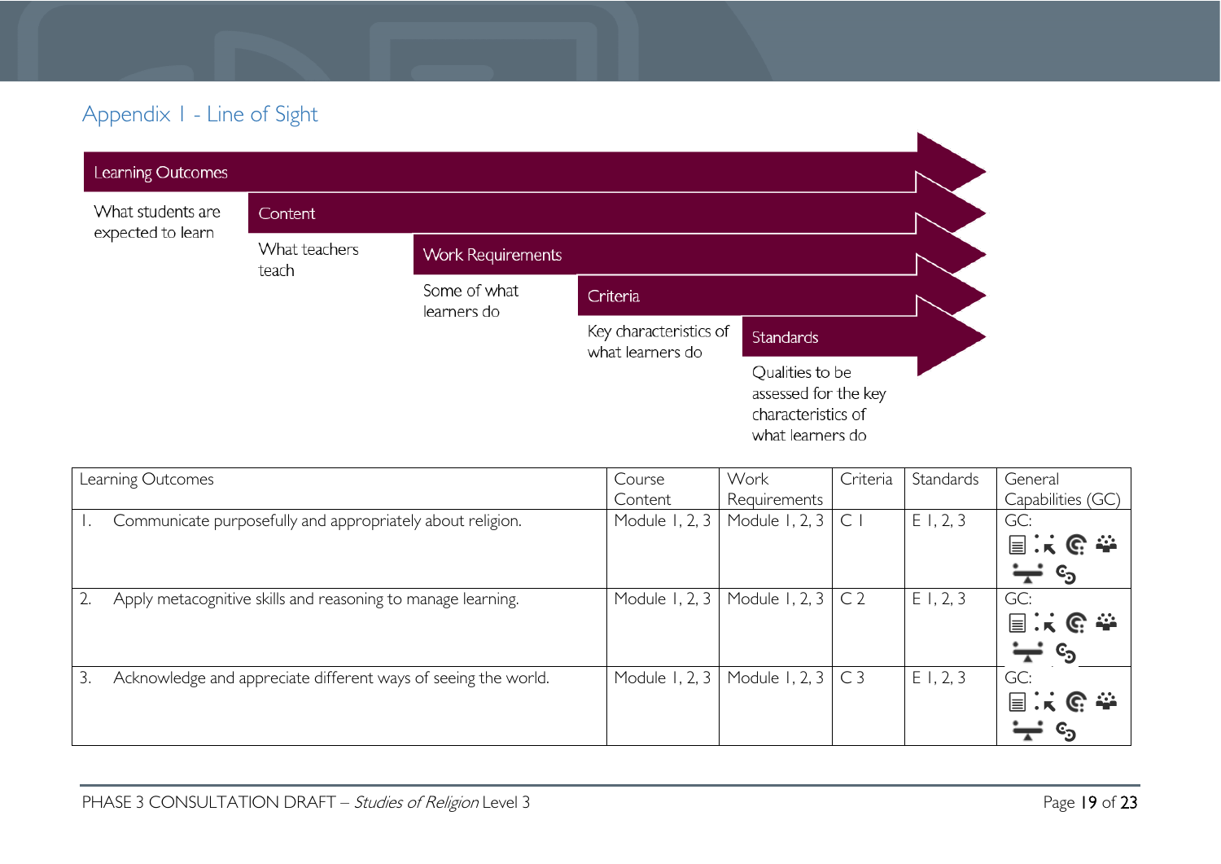## Appendix 1 - Line of Sight

Learning Outcomes – What students are expected to learn

Content – What teachers teach

Work Requirements – Some of what learners do

Criteria – Key characteristics of what learners do

Standards – Qualities to be assessed for the key characteristics of what learners do

| Learning Outcomes | Course Content | Work Requirements | Criteria | Standards | General Capabilities (GC) |
|---|---|---|---|---|---|
| 1. Communicate purposefully and appropriately about religion. | Module 1, 2, 3 | Module 1, 2, 3 | C 1 | E 1, 2, 3 | GC: |
| 2. Apply metacognitive skills and reasoning to manage learning. | Module 1, 2, 3 | Module 1, 2, 3 | C 2 | E 1, 2, 3 | GC: |
| 3. Acknowledge and appreciate different ways of seeing the world. | Module 1, 2, 3 | Module 1, 2, 3 | C 3 | E 1, 2, 3 | GC: |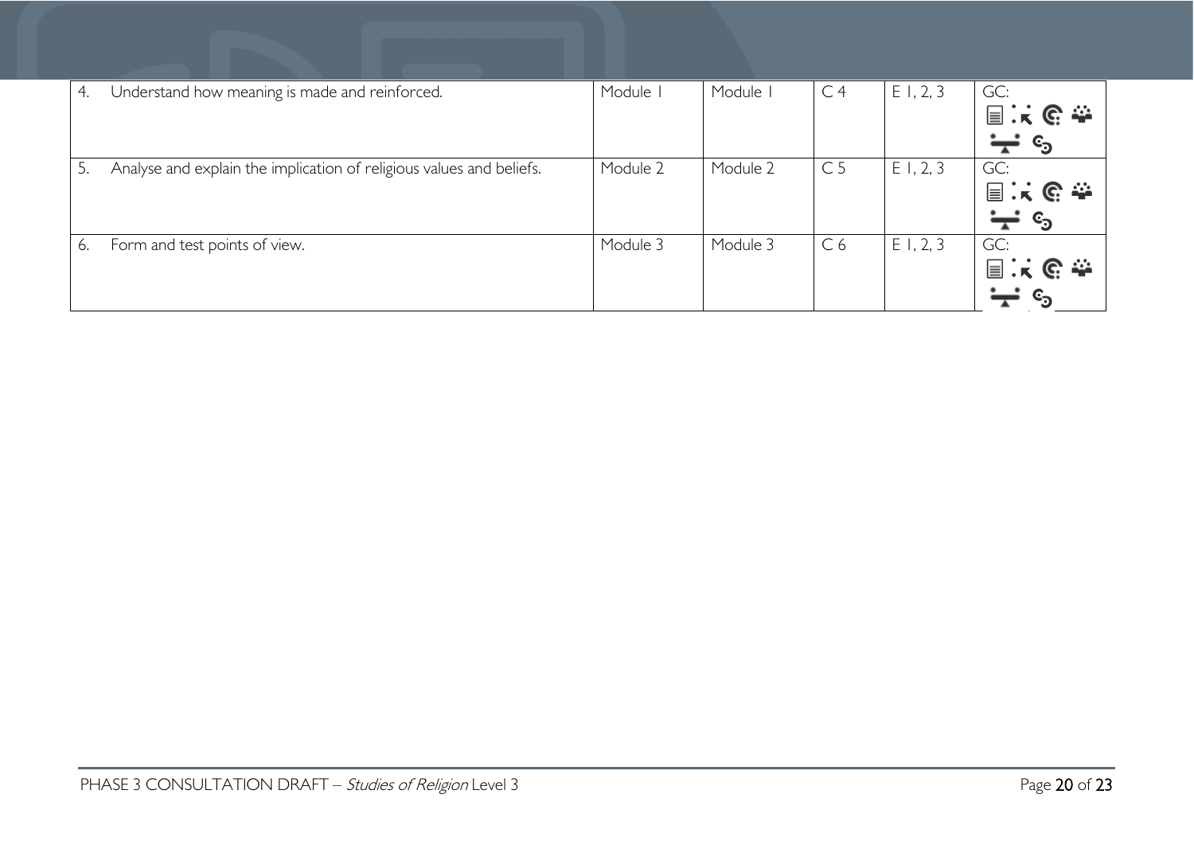| | | | | | |
|---|---|---|---|---|---|
| 4. Understand how meaning is made and reinforced. | Module 1 | Module 1 | C 4 | E 1, 2, 3 | GC: |
| 5. Analyse and explain the implication of religious values and beliefs. | Module 2 | Module 2 | C 5 | E 1, 2, 3 | GC: |
| 6. Form and test points of view. | Module 3 | Module 3 | C 6 | E 1, 2, 3 | GC: |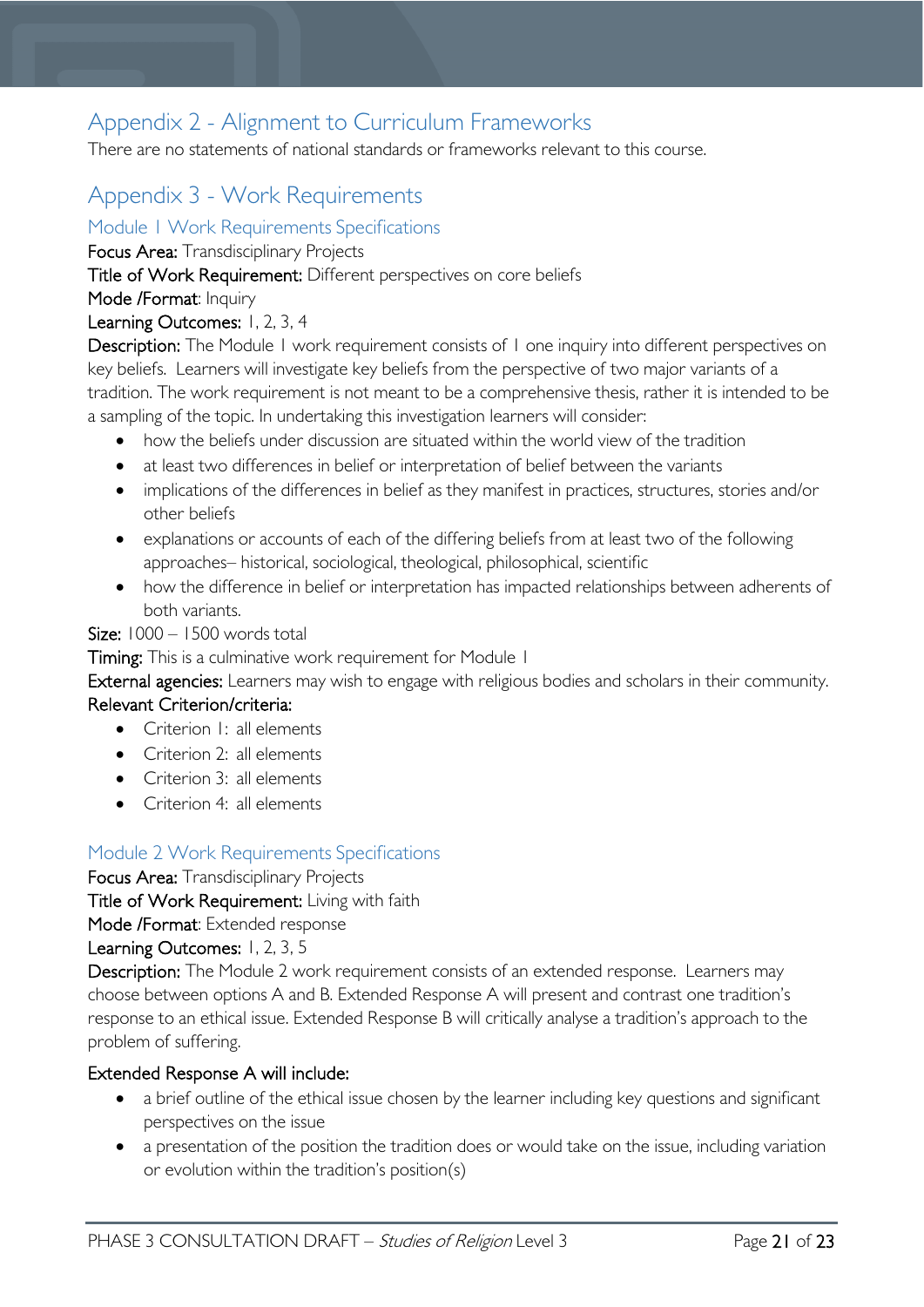## Appendix 2 - Alignment to Curriculum Frameworks

There are no statements of national standards or frameworks relevant to this course.

## Appendix 3 - Work Requirements

### Module 1 Work Requirements Specifications

**Focus Area:** Transdisciplinary Projects

**Title of Work Requirement:** Different perspectives on core beliefs

**Mode /Format**: Inquiry

**Learning Outcomes:** 1, 2, 3, 4

**Description:** The Module 1 work requirement consists of 1 one inquiry into different perspectives on key beliefs. Learners will investigate key beliefs from the perspective of two major variants of a tradition. The work requirement is not meant to be a comprehensive thesis, rather it is intended to be a sampling of the topic. In undertaking this investigation learners will consider:

- how the beliefs under discussion are situated within the world view of the tradition
- at least two differences in belief or interpretation of belief between the variants
- implications of the differences in belief as they manifest in practices, structures, stories and/or other beliefs
- explanations or accounts of each of the differing beliefs from at least two of the following approaches– historical, sociological, theological, philosophical, scientific
- how the difference in belief or interpretation has impacted relationships between adherents of both variants.

**Size:** 1000 – 1500 words total

**Timing:** This is a culminative work requirement for Module 1

**External agencies:** Learners may wish to engage with religious bodies and scholars in their community.

**Relevant Criterion/criteria:**

- Criterion 1: all elements
- Criterion 2: all elements
- Criterion 3: all elements
- Criterion 4: all elements

### Module 2 Work Requirements Specifications

**Focus Area:** Transdisciplinary Projects

**Title of Work Requirement:** Living with faith

**Mode /Format**: Extended response

**Learning Outcomes:** 1, 2, 3, 5

**Description:** The Module 2 work requirement consists of an extended response. Learners may choose between options A and B. Extended Response A will present and contrast one tradition's response to an ethical issue. Extended Response B will critically analyse a tradition's approach to the problem of suffering.

**Extended Response A will include:**

- a brief outline of the ethical issue chosen by the learner including key questions and significant perspectives on the issue
- a presentation of the position the tradition does or would take on the issue, including variation or evolution within the tradition's position(s)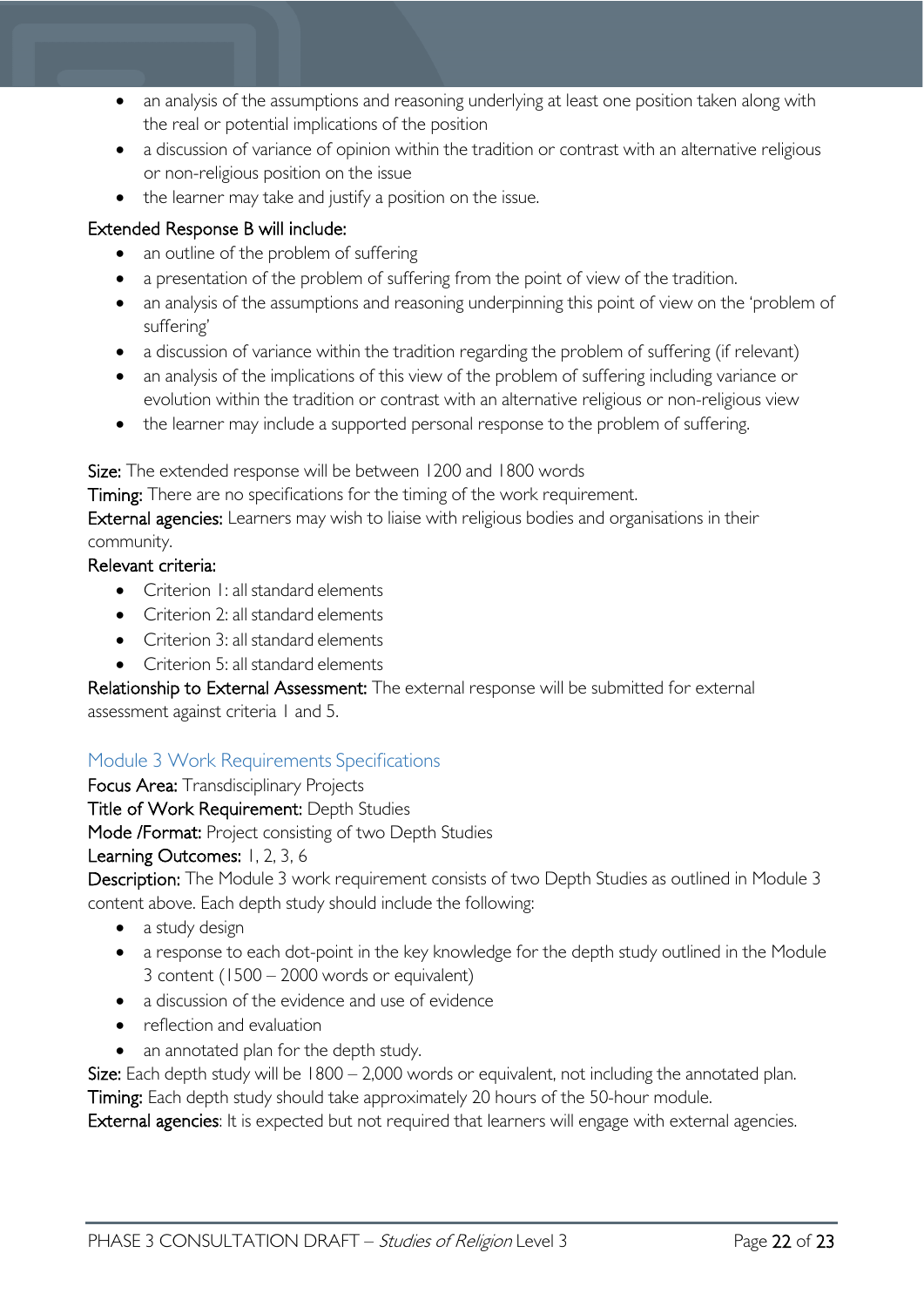- an analysis of the assumptions and reasoning underlying at least one position taken along with the real or potential implications of the position
- a discussion of variance of opinion within the tradition or contrast with an alternative religious or non-religious position on the issue
- the learner may take and justify a position on the issue.

**Extended Response B will include:**

- an outline of the problem of suffering
- a presentation of the problem of suffering from the point of view of the tradition.
- an analysis of the assumptions and reasoning underpinning this point of view on the 'problem of suffering'
- a discussion of variance within the tradition regarding the problem of suffering (if relevant)
- an analysis of the implications of this view of the problem of suffering including variance or evolution within the tradition or contrast with an alternative religious or non-religious view
- the learner may include a supported personal response to the problem of suffering.

**Size:** The extended response will be between 1200 and 1800 words

**Timing:** There are no specifications for the timing of the work requirement.

**External agencies:** Learners may wish to liaise with religious bodies and organisations in their community.

**Relevant criteria:**

- Criterion 1: all standard elements
- Criterion 2: all standard elements
- Criterion 3: all standard elements
- Criterion 5: all standard elements

**Relationship to External Assessment:** The external response will be submitted for external assessment against criteria 1 and 5.

## Module 3 Work Requirements Specifications

**Focus Area:** Transdisciplinary Projects

**Title of Work Requirement:** Depth Studies

**Mode /Format:** Project consisting of two Depth Studies

**Learning Outcomes:** 1, 2, 3, 6

**Description:** The Module 3 work requirement consists of two Depth Studies as outlined in Module 3 content above. Each depth study should include the following:

- a study design
- a response to each dot-point in the key knowledge for the depth study outlined in the Module 3 content (1500 – 2000 words or equivalent)
- a discussion of the evidence and use of evidence
- reflection and evaluation
- an annotated plan for the depth study.

**Size:** Each depth study will be 1800 – 2,000 words or equivalent, not including the annotated plan.

**Timing:** Each depth study should take approximately 20 hours of the 50-hour module.

**External agencies**: It is expected but not required that learners will engage with external agencies.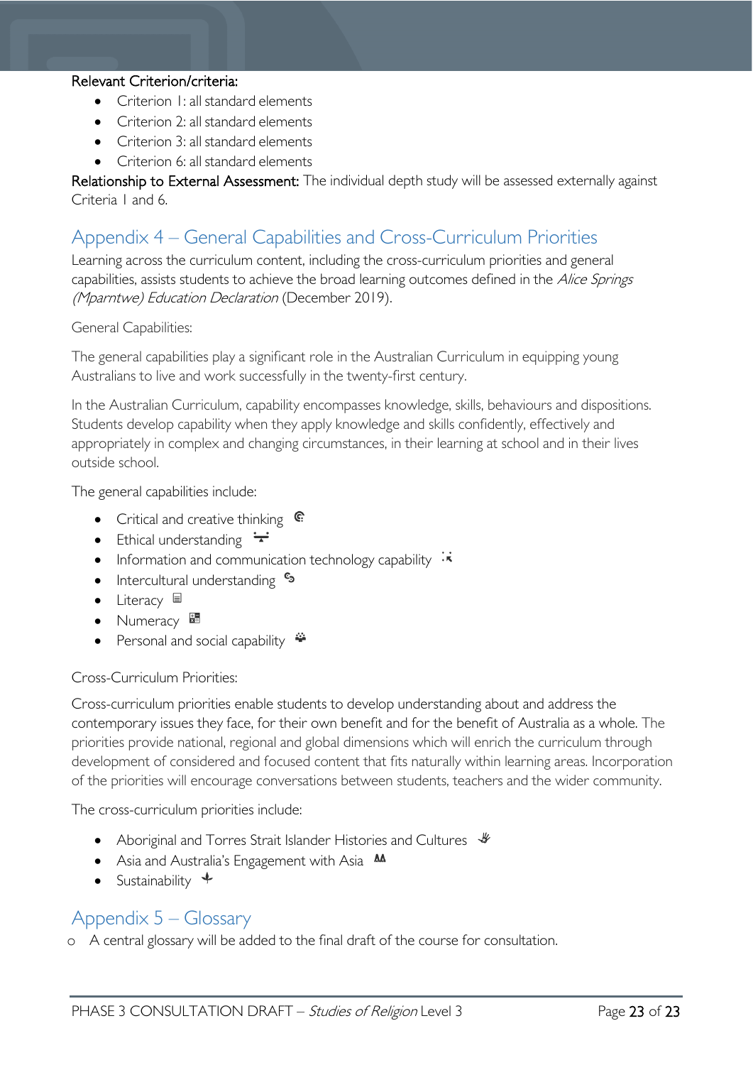Relevant Criterion/criteria:

- Criterion 1: all standard elements
- Criterion 2: all standard elements
- Criterion 3: all standard elements
- Criterion 6: all standard elements

**Relationship to External Assessment:** The individual depth study will be assessed externally against Criteria 1 and 6.

## Appendix 4 – General Capabilities and Cross-Curriculum Priorities

Learning across the curriculum content, including the cross-curriculum priorities and general capabilities, assists students to achieve the broad learning outcomes defined in the *Alice Springs (Mparntwe) Education Declaration* (December 2019).

General Capabilities:

The general capabilities play a significant role in the Australian Curriculum in equipping young Australians to live and work successfully in the twenty-first century.

In the Australian Curriculum, capability encompasses knowledge, skills, behaviours and dispositions. Students develop capability when they apply knowledge and skills confidently, effectively and appropriately in complex and changing circumstances, in their learning at school and in their lives outside school.

The general capabilities include:

- Critical and creative thinking
- Ethical understanding
- Information and communication technology capability
- Intercultural understanding
- Literacy
- Numeracy
- Personal and social capability

Cross-Curriculum Priorities:

Cross-curriculum priorities enable students to develop understanding about and address the contemporary issues they face, for their own benefit and for the benefit of Australia as a whole. The priorities provide national, regional and global dimensions which will enrich the curriculum through development of considered and focused content that fits naturally within learning areas. Incorporation of the priorities will encourage conversations between students, teachers and the wider community.

The cross-curriculum priorities include:

- Aboriginal and Torres Strait Islander Histories and Cultures
- Asia and Australia's Engagement with Asia
- Sustainability

## Appendix 5 – Glossary

- A central glossary will be added to the final draft of the course for consultation.